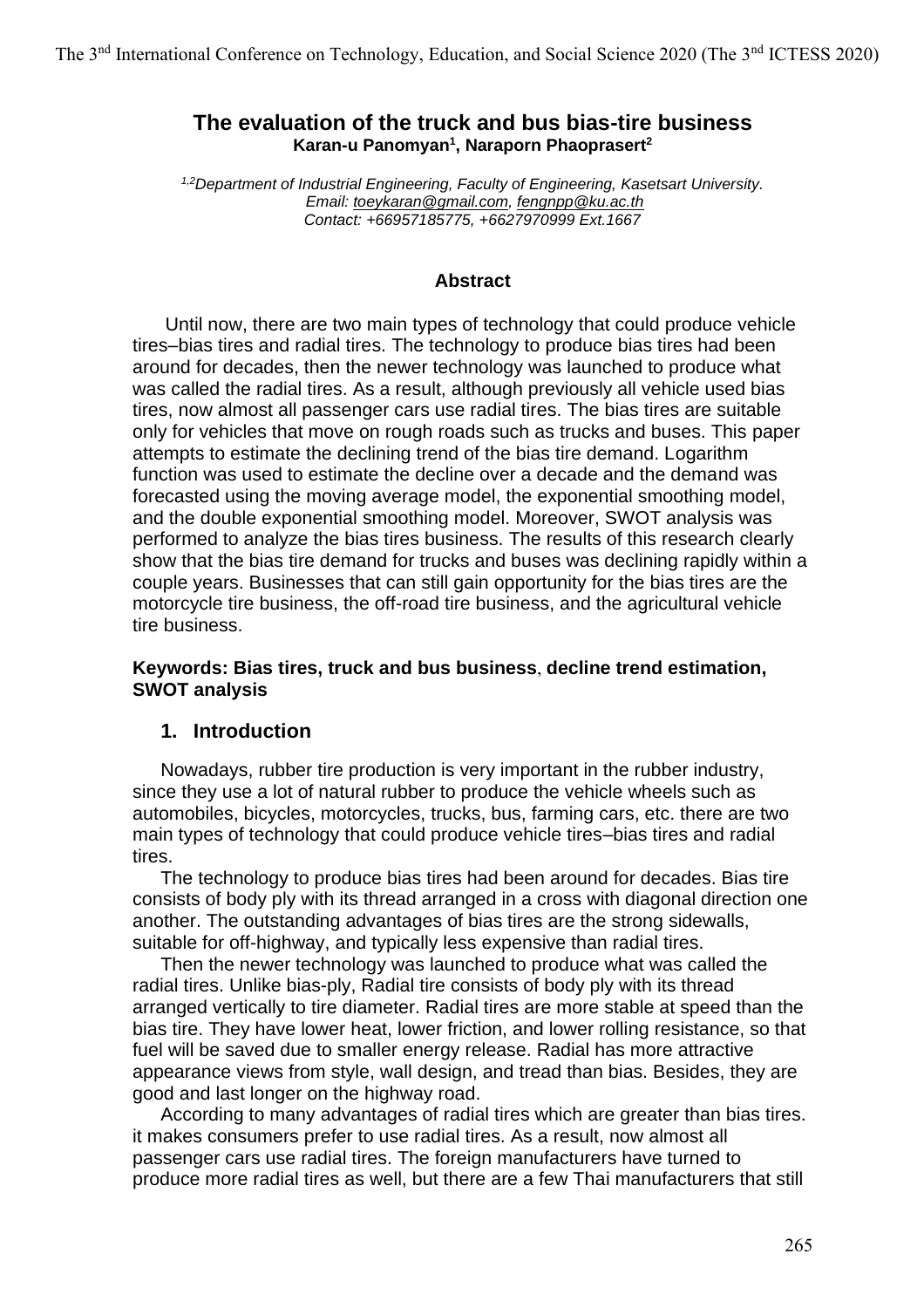# The evaluation of the truck and bus bias-tire business

**Karan-u Panomyan[1], Naraporn Phaoprasert[2]**

*[1,2]Department of Industrial Engineering, Faculty of Engineering, Kasetsart University.*
*Email: toeykaran@gmail.com, fengnpp@ku.ac.th*
*Contact: +66957185775, +6627970999 Ext.1667*

## Abstract

Until now, there are two main types of technology that could produce vehicle tires–bias tires and radial tires. The technology to produce bias tires had been around for decades, then the newer technology was launched to produce what was called the radial tires. As a result, although previously all vehicle used bias tires, now almost all passenger cars use radial tires. The bias tires are suitable only for vehicles that move on rough roads such as trucks and buses. This paper attempts to estimate the declining trend of the bias tire demand. Logarithm function was used to estimate the decline over a decade and the demand was forecasted using the moving average model, the exponential smoothing model, and the double exponential smoothing model. Moreover, SWOT analysis was performed to analyze the bias tires business. The results of this research clearly show that the bias tire demand for trucks and buses was declining rapidly within a couple years. Businesses that can still gain opportunity for the bias tires are the motorcycle tire business, the off-road tire business, and the agricultural vehicle tire business.

**Keywords: Bias tires, truck and bus business, decline trend estimation, SWOT analysis**

## 1. Introduction

Nowadays, rubber tire production is very important in the rubber industry, since they use a lot of natural rubber to produce the vehicle wheels such as automobiles, bicycles, motorcycles, trucks, bus, farming cars, etc. there are two main types of technology that could produce vehicle tires–bias tires and radial tires.

The technology to produce bias tires had been around for decades. Bias tire consists of body ply with its thread arranged in a cross with diagonal direction one another. The outstanding advantages of bias tires are the strong sidewalls, suitable for off-highway, and typically less expensive than radial tires.

Then the newer technology was launched to produce what was called the radial tires. Unlike bias-ply, Radial tire consists of body ply with its thread arranged vertically to tire diameter. Radial tires are more stable at speed than the bias tire. They have lower heat, lower friction, and lower rolling resistance, so that fuel will be saved due to smaller energy release. Radial has more attractive appearance views from style, wall design, and tread than bias. Besides, they are good and last longer on the highway road.

According to many advantages of radial tires which are greater than bias tires. it makes consumers prefer to use radial tires. As a result, now almost all passenger cars use radial tires. The foreign manufacturers have turned to produce more radial tires as well, but there are a few Thai manufacturers that still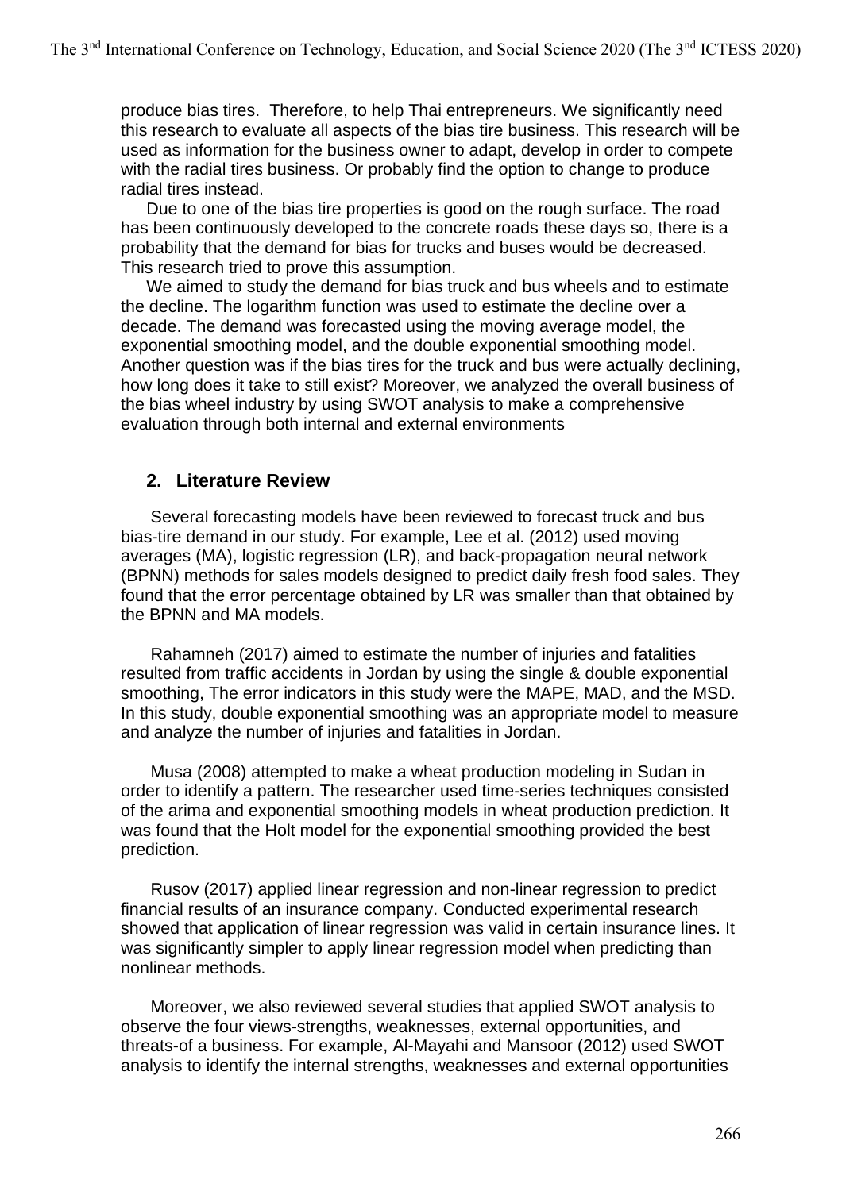produce bias tires. Therefore, to help Thai entrepreneurs. We significantly need this research to evaluate all aspects of the bias tire business. This research will be used as information for the business owner to adapt, develop in order to compete with the radial tires business. Or probably find the option to change to produce radial tires instead.

Due to one of the bias tire properties is good on the rough surface. The road has been continuously developed to the concrete roads these days so, there is a probability that the demand for bias for trucks and buses would be decreased. This research tried to prove this assumption.

We aimed to study the demand for bias truck and bus wheels and to estimate the decline. The logarithm function was used to estimate the decline over a decade. The demand was forecasted using the moving average model, the exponential smoothing model, and the double exponential smoothing model. Another question was if the bias tires for the truck and bus were actually declining, how long does it take to still exist? Moreover, we analyzed the overall business of the bias wheel industry by using SWOT analysis to make a comprehensive evaluation through both internal and external environments

## 2. Literature Review

Several forecasting models have been reviewed to forecast truck and bus bias-tire demand in our study. For example, Lee et al. (2012) used moving averages (MA), logistic regression (LR), and back-propagation neural network (BPNN) methods for sales models designed to predict daily fresh food sales. They found that the error percentage obtained by LR was smaller than that obtained by the BPNN and MA models.

Rahamneh (2017) aimed to estimate the number of injuries and fatalities resulted from traffic accidents in Jordan by using the single & double exponential smoothing, The error indicators in this study were the MAPE, MAD, and the MSD. In this study, double exponential smoothing was an appropriate model to measure and analyze the number of injuries and fatalities in Jordan.

Musa (2008) attempted to make a wheat production modeling in Sudan in order to identify a pattern. The researcher used time-series techniques consisted of the arima and exponential smoothing models in wheat production prediction. It was found that the Holt model for the exponential smoothing provided the best prediction.

Rusov (2017) applied linear regression and non-linear regression to predict financial results of an insurance company. Conducted experimental research showed that application of linear regression was valid in certain insurance lines. It was significantly simpler to apply linear regression model when predicting than nonlinear methods.

Moreover, we also reviewed several studies that applied SWOT analysis to observe the four views-strengths, weaknesses, external opportunities, and threats-of a business. For example, Al-Mayahi and Mansoor (2012) used SWOT analysis to identify the internal strengths, weaknesses and external opportunities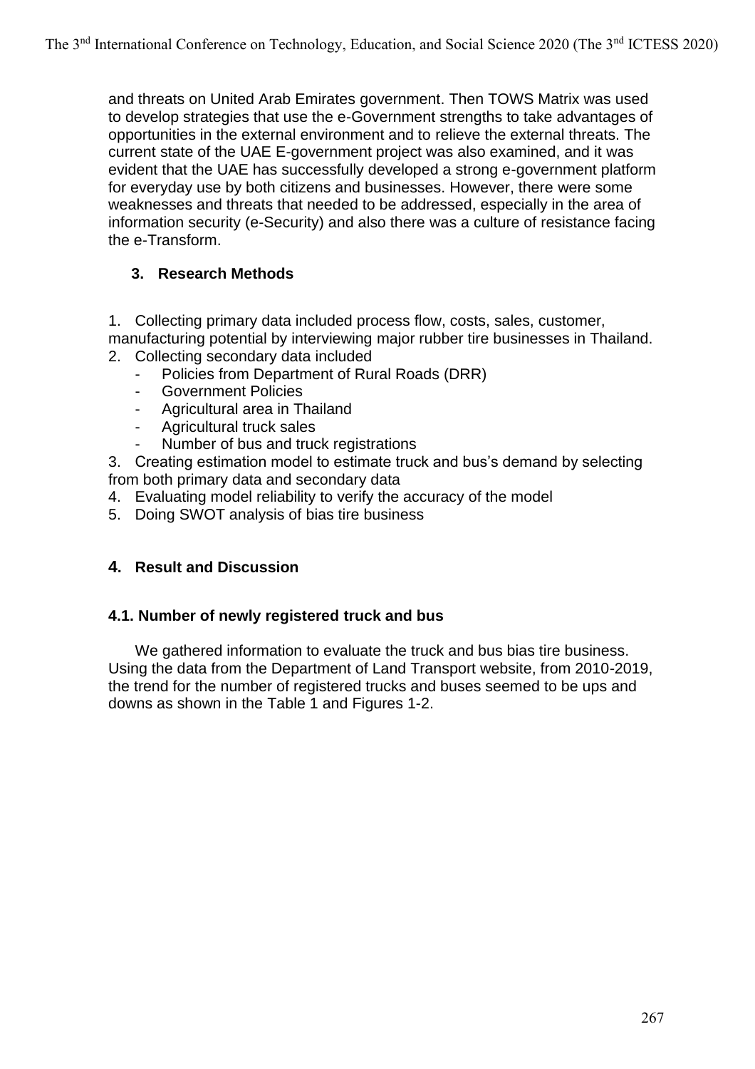and threats on United Arab Emirates government. Then TOWS Matrix was used to develop strategies that use the e-Government strengths to take advantages of opportunities in the external environment and to relieve the external threats. The current state of the UAE E-government project was also examined, and it was evident that the UAE has successfully developed a strong e-government platform for everyday use by both citizens and businesses. However, there were some weaknesses and threats that needed to be addressed, especially in the area of information security (e-Security) and also there was a culture of resistance facing the e-Transform.

## 3. Research Methods

1. Collecting primary data included process flow, costs, sales, customer, manufacturing potential by interviewing major rubber tire businesses in Thailand.
2. Collecting secondary data included
   - Policies from Department of Rural Roads (DRR)
   - Government Policies
   - Agricultural area in Thailand
   - Agricultural truck sales
   - Number of bus and truck registrations
3. Creating estimation model to estimate truck and bus's demand by selecting from both primary data and secondary data
4. Evaluating model reliability to verify the accuracy of the model
5. Doing SWOT analysis of bias tire business

## 4. Result and Discussion

### 4.1. Number of newly registered truck and bus

We gathered information to evaluate the truck and bus bias tire business. Using the data from the Department of Land Transport website, from 2010-2019, the trend for the number of registered trucks and buses seemed to be ups and downs as shown in the Table 1 and Figures 1-2.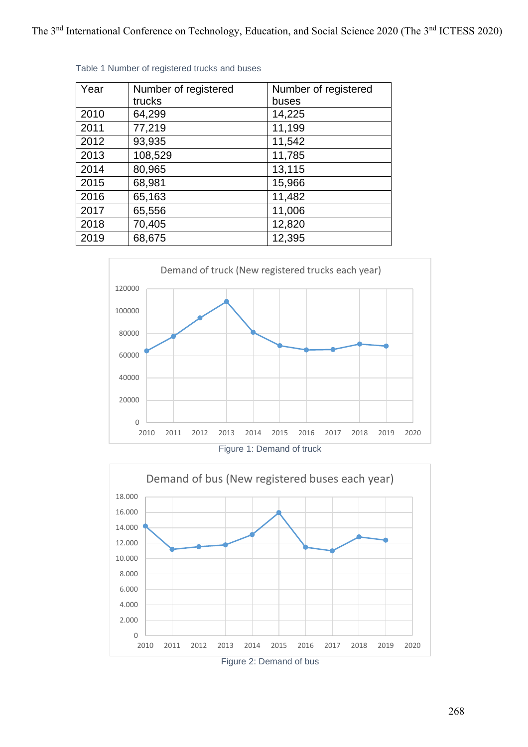Table 1 Number of registered trucks and buses

| Year | Number of registered trucks | Number of registered buses |
|---|---|---|
| 2010 | 64,299 | 14,225 |
| 2011 | 77,219 | 11,199 |
| 2012 | 93,935 | 11,542 |
| 2013 | 108,529 | 11,785 |
| 2014 | 80,965 | 13,115 |
| 2015 | 68,981 | 15,966 |
| 2016 | 65,163 | 11,482 |
| 2017 | 65,556 | 11,006 |
| 2018 | 70,405 | 12,820 |
| 2019 | 68,675 | 12,395 |

Figure 1: Demand of truck

Figure 2: Demand of bus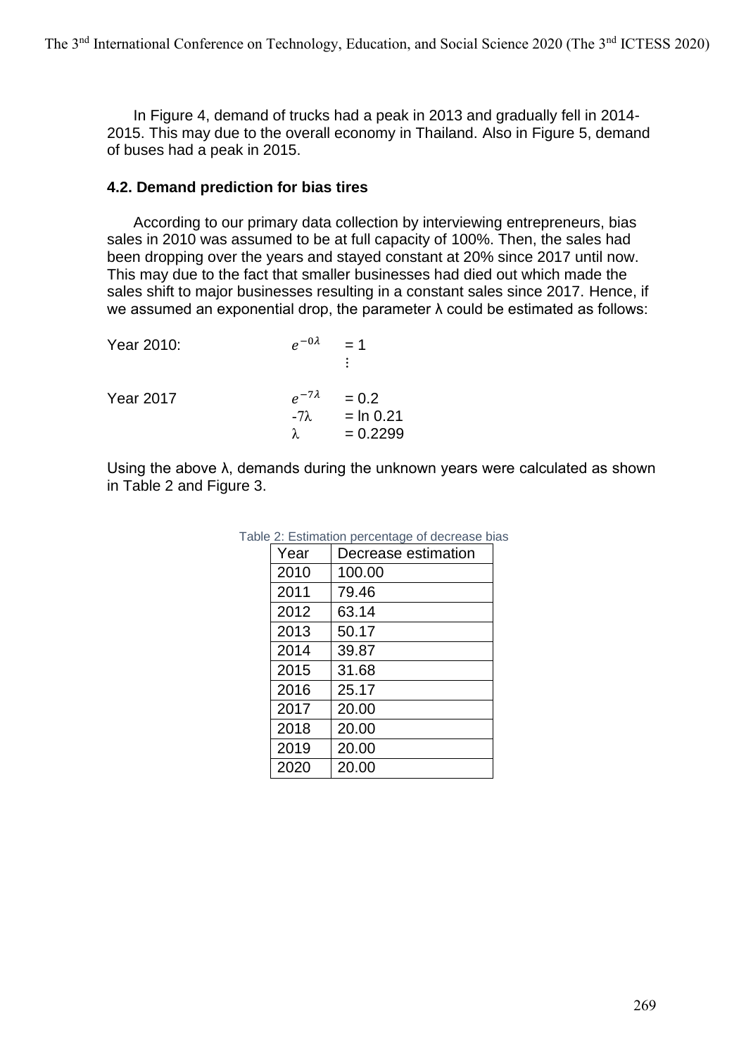In Figure 4, demand of trucks had a peak in 2013 and gradually fell in 2014-2015. This may due to the overall economy in Thailand. Also in Figure 5, demand of buses had a peak in 2015.

### 4.2. Demand prediction for bias tires

According to our primary data collection by interviewing entrepreneurs, bias sales in 2010 was assumed to be at full capacity of 100%. Then, the sales had been dropping over the years and stayed constant at 20% since 2017 until now. This may due to the fact that smaller businesses had died out which made the sales shift to major businesses resulting in a constant sales since 2017. Hence, if we assumed an exponential drop, the parameter λ could be estimated as follows:

Year 2010: $e^{-0\lambda} = 1$

$\vdots$

Year 2017 $e^{-7\lambda} = 0.2$

$-7\lambda = \ln 0.21$

$\lambda = 0.2299$

Using the above λ, demands during the unknown years were calculated as shown in Table 2 and Figure 3.

Table 2: Estimation percentage of decrease bias

| Year | Decrease estimation |
|---|---|
| 2010 | 100.00 |
| 2011 | 79.46 |
| 2012 | 63.14 |
| 2013 | 50.17 |
| 2014 | 39.87 |
| 2015 | 31.68 |
| 2016 | 25.17 |
| 2017 | 20.00 |
| 2018 | 20.00 |
| 2019 | 20.00 |
| 2020 | 20.00 |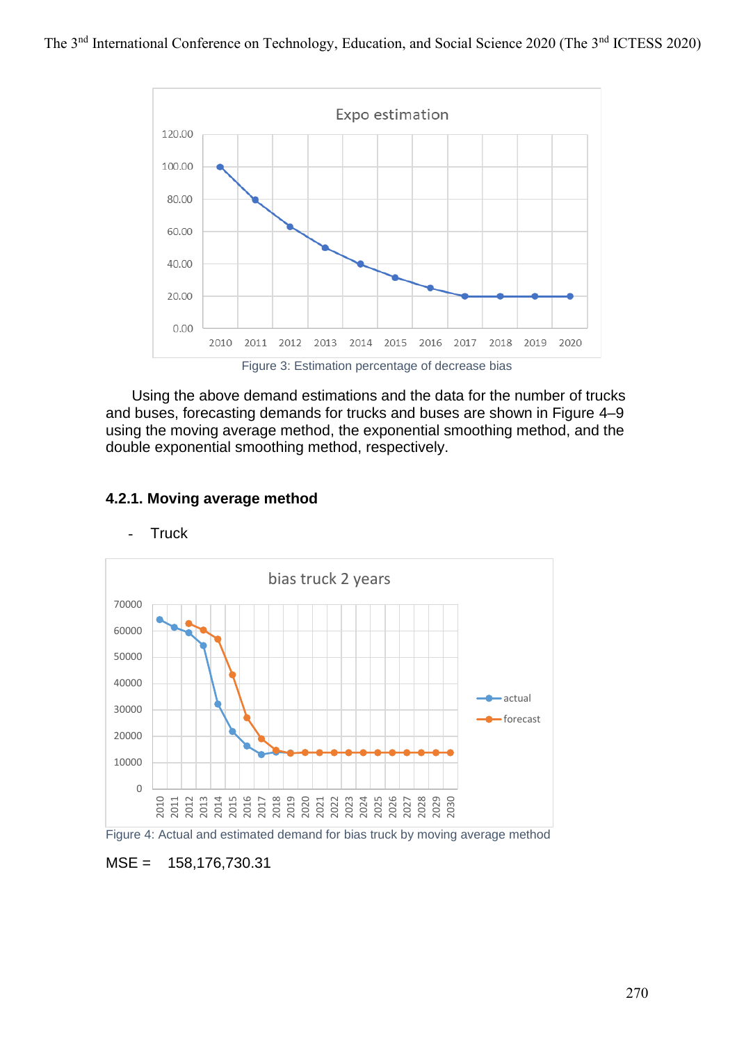Figure 3: Estimation percentage of decrease bias

Using the above demand estimations and the data for the number of trucks and buses, forecasting demands for trucks and buses are shown in Figure 4–9 using the moving average method, the exponential smoothing method, and the double exponential smoothing method, respectively.

### 4.2.1. Moving average method

- Truck

Figure 4: Actual and estimated demand for bias truck by moving average method

MSE = 158,176,730.31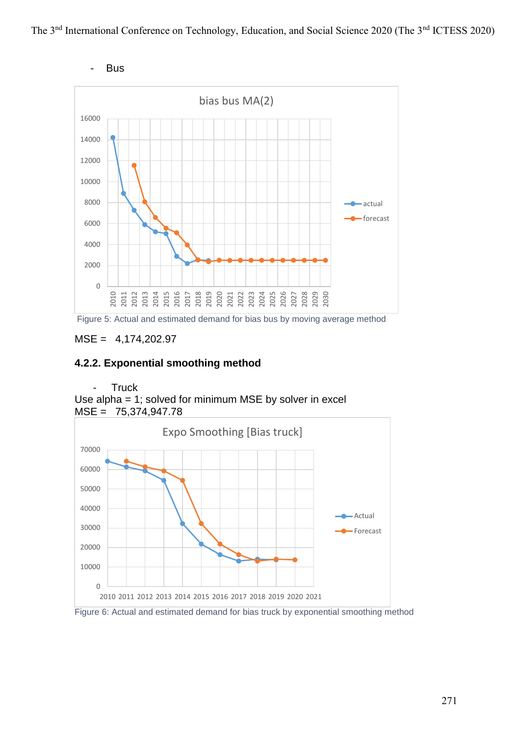- Bus

Figure 5: Actual and estimated demand for bias bus by moving average method

MSE = 4,174,202.97

### 4.2.2. Exponential smoothing method

- Truck

Use alpha = 1; solved for minimum MSE by solver in excel
MSE = 75,374,947.78

Figure 6: Actual and estimated demand for bias truck by exponential smoothing method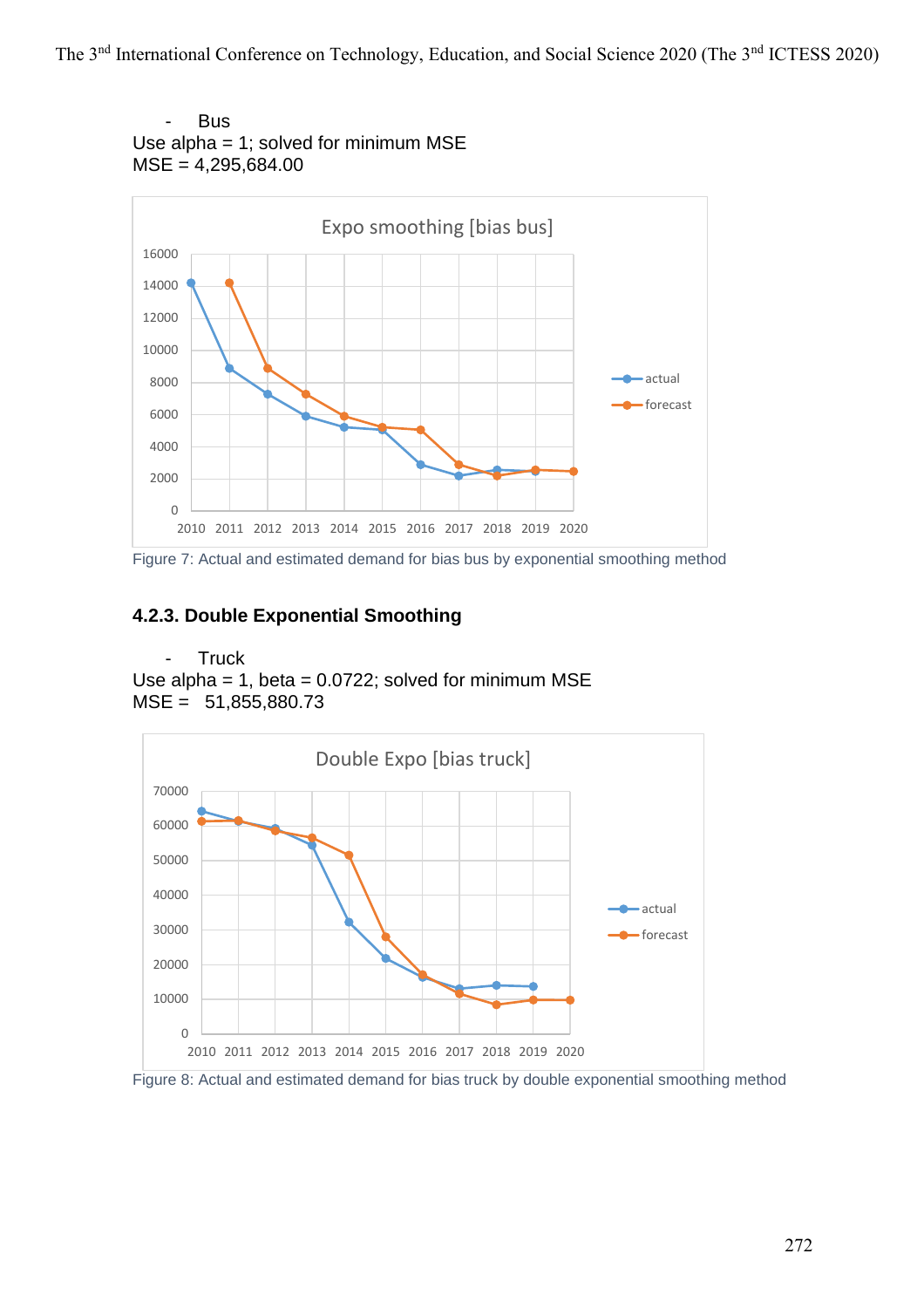- Bus

Use alpha = 1; solved for minimum MSE
MSE = 4,295,684.00

Figure 7: Actual and estimated demand for bias bus by exponential smoothing method

### 4.2.3. Double Exponential Smoothing

- Truck

Use alpha = 1, beta = 0.0722; solved for minimum MSE
MSE = 51,855,880.73

Figure 8: Actual and estimated demand for bias truck by double exponential smoothing method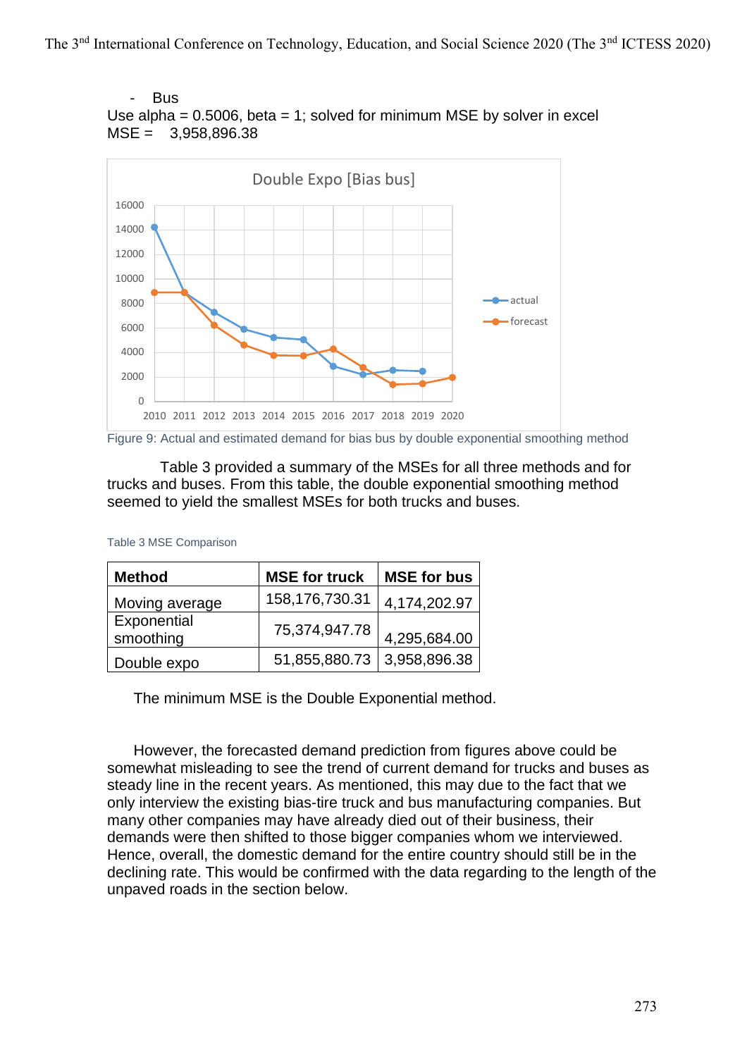- Bus

Use alpha = 0.5006, beta = 1; solved for minimum MSE by solver in excel

MSE = 3,958,896.38

Figure 9: Actual and estimated demand for bias bus by double exponential smoothing method

Table 3 provided a summary of the MSEs for all three methods and for trucks and buses. From this table, the double exponential smoothing method seemed to yield the smallest MSEs for both trucks and buses.

Table 3 MSE Comparison

| Method | MSE for truck | MSE for bus |
|---|---|---|
| Moving average | 158,176,730.31 | 4,174,202.97 |
| Exponential smoothing | 75,374,947.78 | 4,295,684.00 |
| Double expo | 51,855,880.73 | 3,958,896.38 |

The minimum MSE is the Double Exponential method.

However, the forecasted demand prediction from figures above could be somewhat misleading to see the trend of current demand for trucks and buses as steady line in the recent years. As mentioned, this may due to the fact that we only interview the existing bias-tire truck and bus manufacturing companies. But many other companies may have already died out of their business, their demands were then shifted to those bigger companies whom we interviewed. Hence, overall, the domestic demand for the entire country should still be in the declining rate. This would be confirmed with the data regarding to the length of the unpaved roads in the section below.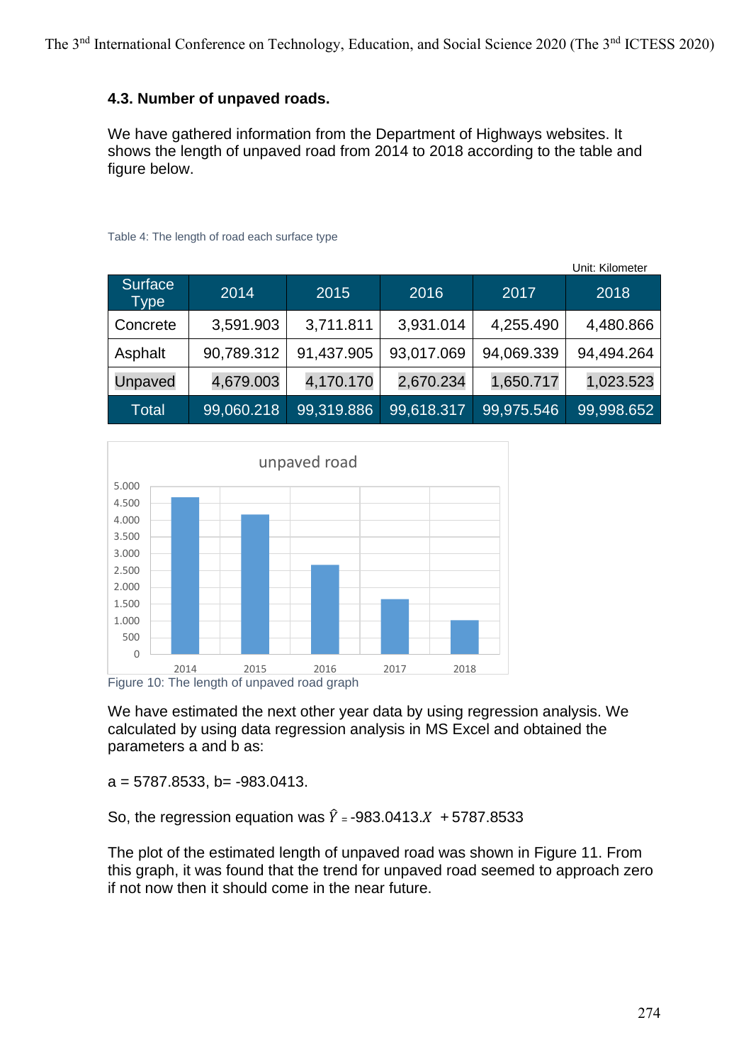### 4.3. Number of unpaved roads.

We have gathered information from the Department of Highways websites. It shows the length of unpaved road from 2014 to 2018 according to the table and figure below.

Table 4: The length of road each surface type

Unit: Kilometer

| Surface Type | 2014 | 2015 | 2016 | 2017 | 2018 |
|---|---|---|---|---|---|
| Concrete | 3,591.903 | 3,711.811 | 3,931.014 | 4,255.490 | 4,480.866 |
| Asphalt | 90,789.312 | 91,437.905 | 93,017.069 | 94,069.339 | 94,494.264 |
| Unpaved | 4,679.003 | 4,170.170 | 2,670.234 | 1,650.717 | 1,023.523 |
| Total | 99,060.218 | 99,319.886 | 99,618.317 | 99,975.546 | 99,998.652 |

Figure 10: The length of unpaved road graph

We have estimated the next other year data by using regression analysis. We calculated by using data regression analysis in MS Excel and obtained the parameters a and b as:

a = 5787.8533, b= -983.0413.

So, the regression equation was $\hat{Y} = -983.0413.X + 5787.8533$

The plot of the estimated length of unpaved road was shown in Figure 11. From this graph, it was found that the trend for unpaved road seemed to approach zero if not now then it should come in the near future.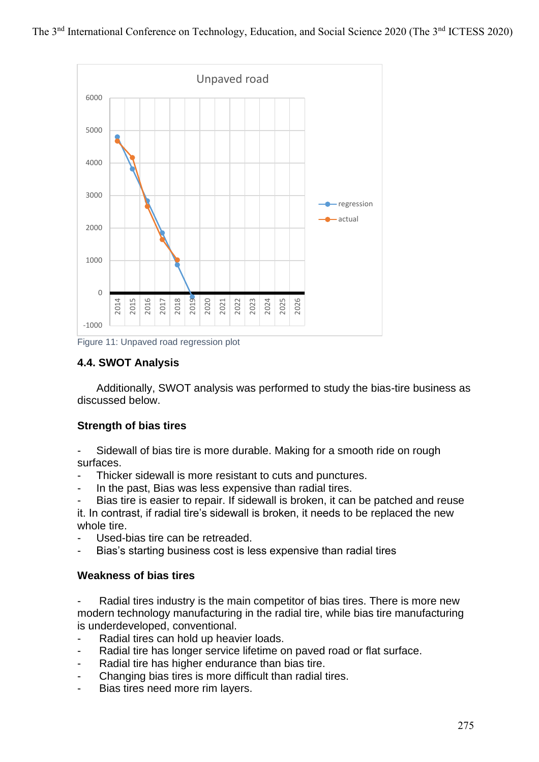Figure 11: Unpaved road regression plot

### 4.4. SWOT Analysis

Additionally, SWOT analysis was performed to study the bias-tire business as discussed below.

#### Strength of bias tires

- Sidewall of bias tire is more durable. Making for a smooth ride on rough surfaces.
- Thicker sidewall is more resistant to cuts and punctures.
- In the past, Bias was less expensive than radial tires.
- Bias tire is easier to repair. If sidewall is broken, it can be patched and reuse it. In contrast, if radial tire's sidewall is broken, it needs to be replaced the new whole tire.
- Used-bias tire can be retreaded.
- Bias's starting business cost is less expensive than radial tires

#### Weakness of bias tires

- Radial tires industry is the main competitor of bias tires. There is more new modern technology manufacturing in the radial tire, while bias tire manufacturing is underdeveloped, conventional.
- Radial tires can hold up heavier loads.
- Radial tire has longer service lifetime on paved road or flat surface.
- Radial tire has higher endurance than bias tire.
- Changing bias tires is more difficult than radial tires.
- Bias tires need more rim layers.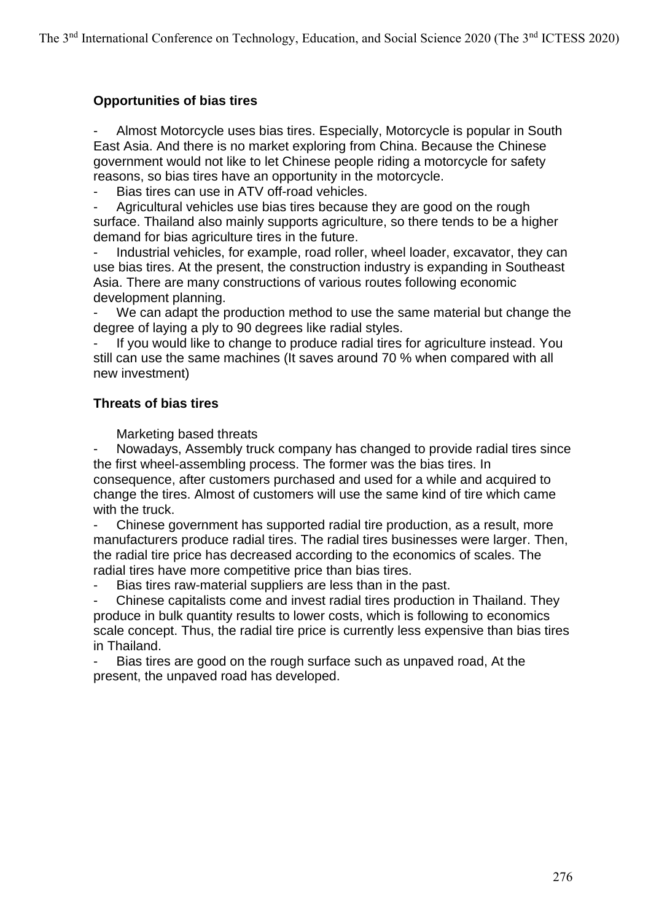**Opportunities of bias tires**

- Almost Motorcycle uses bias tires. Especially, Motorcycle is popular in South East Asia. And there is no market exploring from China. Because the Chinese government would not like to let Chinese people riding a motorcycle for safety reasons, so bias tires have an opportunity in the motorcycle.
- Bias tires can use in ATV off-road vehicles.
- Agricultural vehicles use bias tires because they are good on the rough surface. Thailand also mainly supports agriculture, so there tends to be a higher demand for bias agriculture tires in the future.
- Industrial vehicles, for example, road roller, wheel loader, excavator, they can use bias tires. At the present, the construction industry is expanding in Southeast Asia. There are many constructions of various routes following economic development planning.
- We can adapt the production method to use the same material but change the degree of laying a ply to 90 degrees like radial styles.
- If you would like to change to produce radial tires for agriculture instead. You still can use the same machines (It saves around 70 % when compared with all new investment)

**Threats of bias tires**

Marketing based threats

- Nowadays, Assembly truck company has changed to provide radial tires since the first wheel-assembling process. The former was the bias tires. In consequence, after customers purchased and used for a while and acquired to change the tires. Almost of customers will use the same kind of tire which came with the truck.
- Chinese government has supported radial tire production, as a result, more manufacturers produce radial tires. The radial tires businesses were larger. Then, the radial tire price has decreased according to the economics of scales. The radial tires have more competitive price than bias tires.
- Bias tires raw-material suppliers are less than in the past.
- Chinese capitalists come and invest radial tires production in Thailand. They produce in bulk quantity results to lower costs, which is following to economics scale concept. Thus, the radial tire price is currently less expensive than bias tires in Thailand.
- Bias tires are good on the rough surface such as unpaved road, At the present, the unpaved road has developed.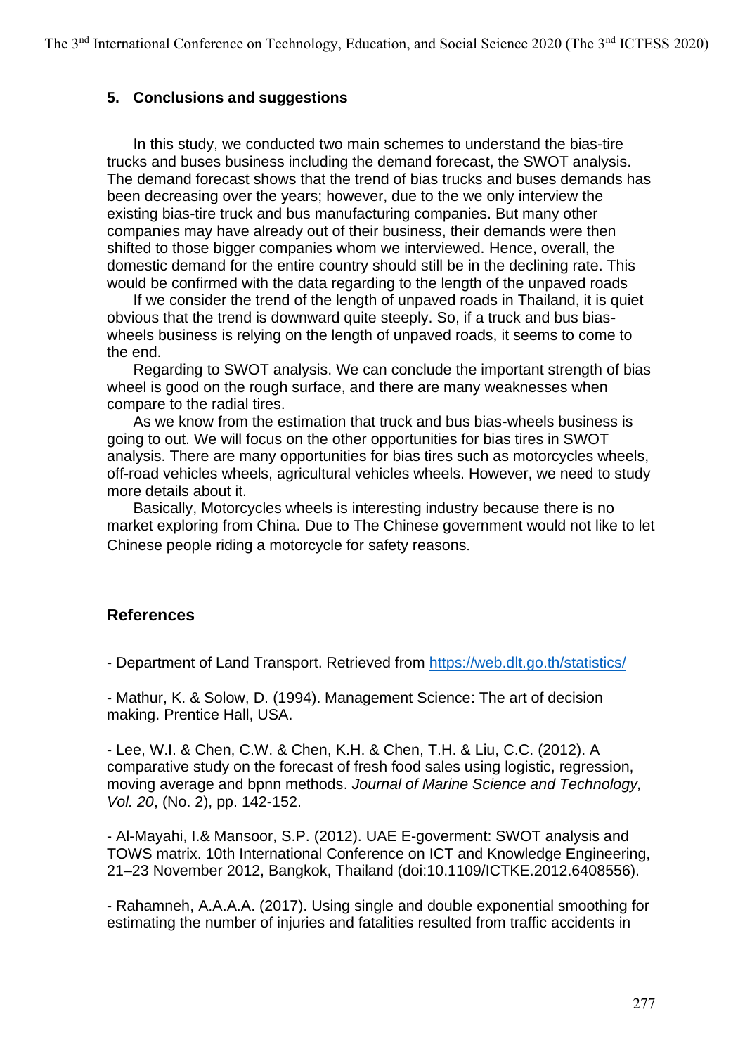## 5. Conclusions and suggestions

In this study, we conducted two main schemes to understand the bias-tire trucks and buses business including the demand forecast, the SWOT analysis. The demand forecast shows that the trend of bias trucks and buses demands has been decreasing over the years; however, due to the we only interview the existing bias-tire truck and bus manufacturing companies. But many other companies may have already out of their business, their demands were then shifted to those bigger companies whom we interviewed. Hence, overall, the domestic demand for the entire country should still be in the declining rate. This would be confirmed with the data regarding to the length of the unpaved roads

If we consider the trend of the length of unpaved roads in Thailand, it is quiet obvious that the trend is downward quite steeply. So, if a truck and bus bias-wheels business is relying on the length of unpaved roads, it seems to come to the end.

Regarding to SWOT analysis. We can conclude the important strength of bias wheel is good on the rough surface, and there are many weaknesses when compare to the radial tires.

As we know from the estimation that truck and bus bias-wheels business is going to out. We will focus on the other opportunities for bias tires in SWOT analysis. There are many opportunities for bias tires such as motorcycles wheels, off-road vehicles wheels, agricultural vehicles wheels. However, we need to study more details about it.

Basically, Motorcycles wheels is interesting industry because there is no market exploring from China. Due to The Chinese government would not like to let Chinese people riding a motorcycle for safety reasons.

## References

- Department of Land Transport. Retrieved from https://web.dlt.go.th/statistics/

- Mathur, K. & Solow, D. (1994). Management Science: The art of decision making. Prentice Hall, USA.

- Lee, W.I. & Chen, C.W. & Chen, K.H. & Chen, T.H. & Liu, C.C. (2012). A comparative study on the forecast of fresh food sales using logistic, regression, moving average and bpnn methods. *Journal of Marine Science and Technology, Vol. 20*, (No. 2), pp. 142-152.

- Al-Mayahi, I.& Mansoor, S.P. (2012). UAE E-goverment: SWOT analysis and TOWS matrix. 10th International Conference on ICT and Knowledge Engineering, 21–23 November 2012, Bangkok, Thailand (doi:10.1109/ICTKE.2012.6408556).

- Rahamneh, A.A.A.A. (2017). Using single and double exponential smoothing for estimating the number of injuries and fatalities resulted from traffic accidents in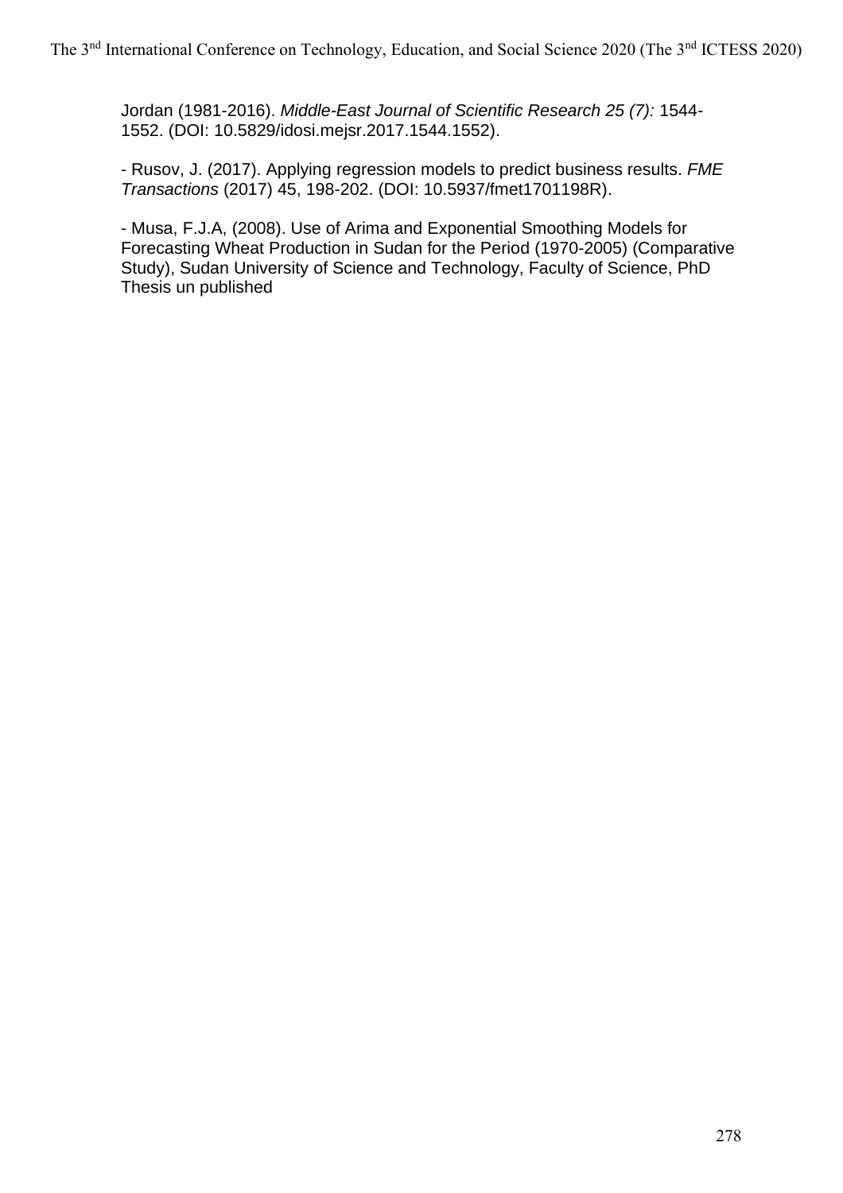Jordan (1981-2016). *Middle-East Journal of Scientific Research 25 (7):* 1544-1552. (DOI: 10.5829/idosi.mejsr.2017.1544.1552).

- Rusov, J. (2017). Applying regression models to predict business results. *FME Transactions* (2017) 45, 198-202. (DOI: 10.5937/fmet1701198R).

- Musa, F.J.A, (2008). Use of Arima and Exponential Smoothing Models for Forecasting Wheat Production in Sudan for the Period (1970-2005) (Comparative Study), Sudan University of Science and Technology, Faculty of Science, PhD Thesis un published